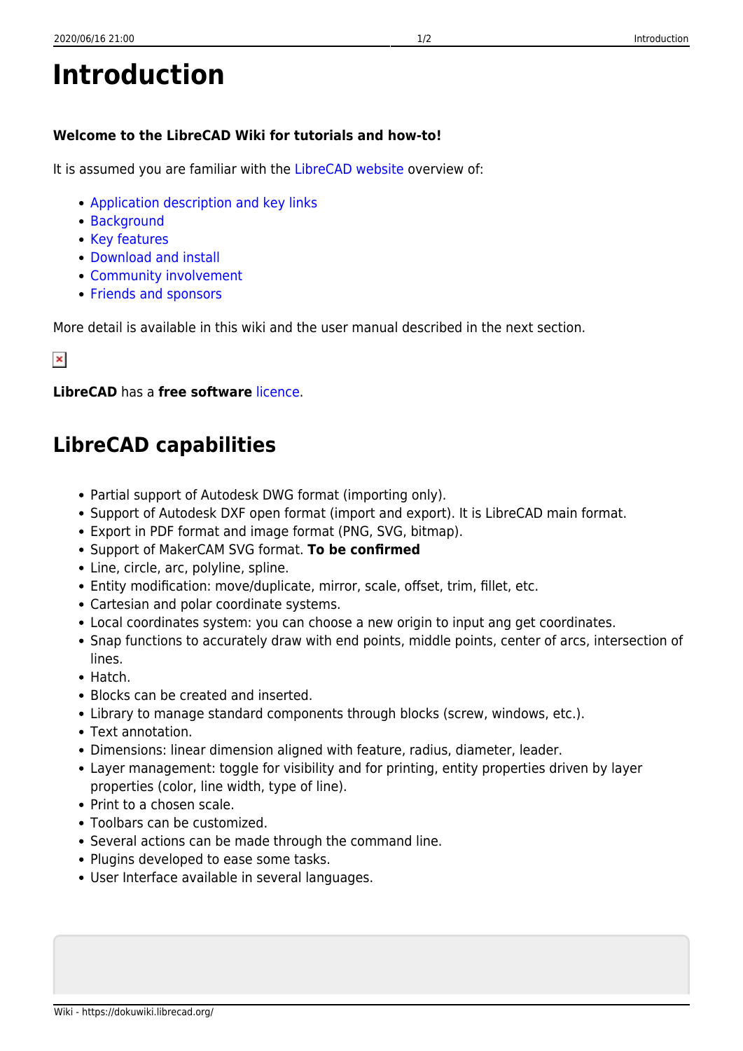# Introduction

**Welcome to the LibreCAD Wiki for tutorials and how-to!**

It is assumed you are familiar with the LibreCAD website overview of:

- Application description and key links
- Background
- Key features
- Download and install
- Community involvement
- Friends and sponsors

More detail is available in this wiki and the user manual described in the next section.

**LibreCAD** has a **free software** licence.

## LibreCAD capabilities

- Partial support of Autodesk DWG format (importing only).
- Support of Autodesk DXF open format (import and export). It is LibreCAD main format.
- Export in PDF format and image format (PNG, SVG, bitmap).
- Support of MakerCAM SVG format. **To be confirmed**
- Line, circle, arc, polyline, spline.
- Entity modification: move/duplicate, mirror, scale, offset, trim, fillet, etc.
- Cartesian and polar coordinate systems.
- Local coordinates system: you can choose a new origin to input ang get coordinates.
- Snap functions to accurately draw with end points, middle points, center of arcs, intersection of lines.
- Hatch.
- Blocks can be created and inserted.
- Library to manage standard components through blocks (screw, windows, etc.).
- Text annotation.
- Dimensions: linear dimension aligned with feature, radius, diameter, leader.
- Layer management: toggle for visibility and for printing, entity properties driven by layer properties (color, line width, type of line).
- Print to a chosen scale.
- Toolbars can be customized.
- Several actions can be made through the command line.
- Plugins developed to ease some tasks.
- User Interface available in several languages.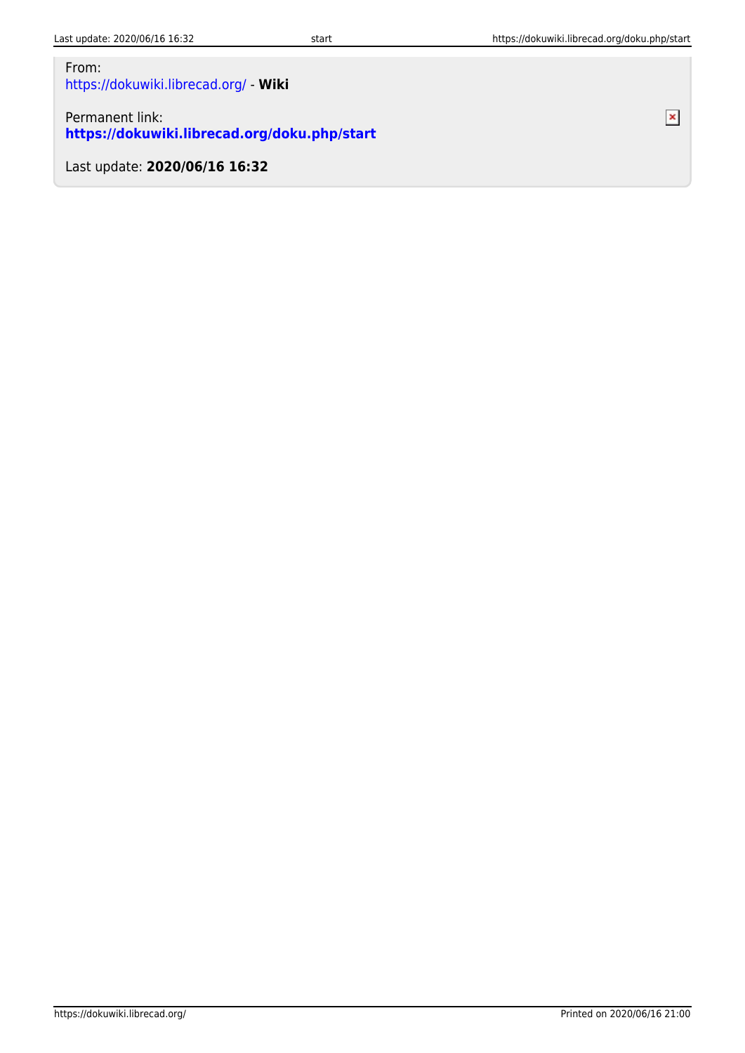From:
https://dokuwiki.librecad.org/ - **Wiki**

Permanent link:
**https://dokuwiki.librecad.org/doku.php/start**

Last update: **2020/06/16 16:32**